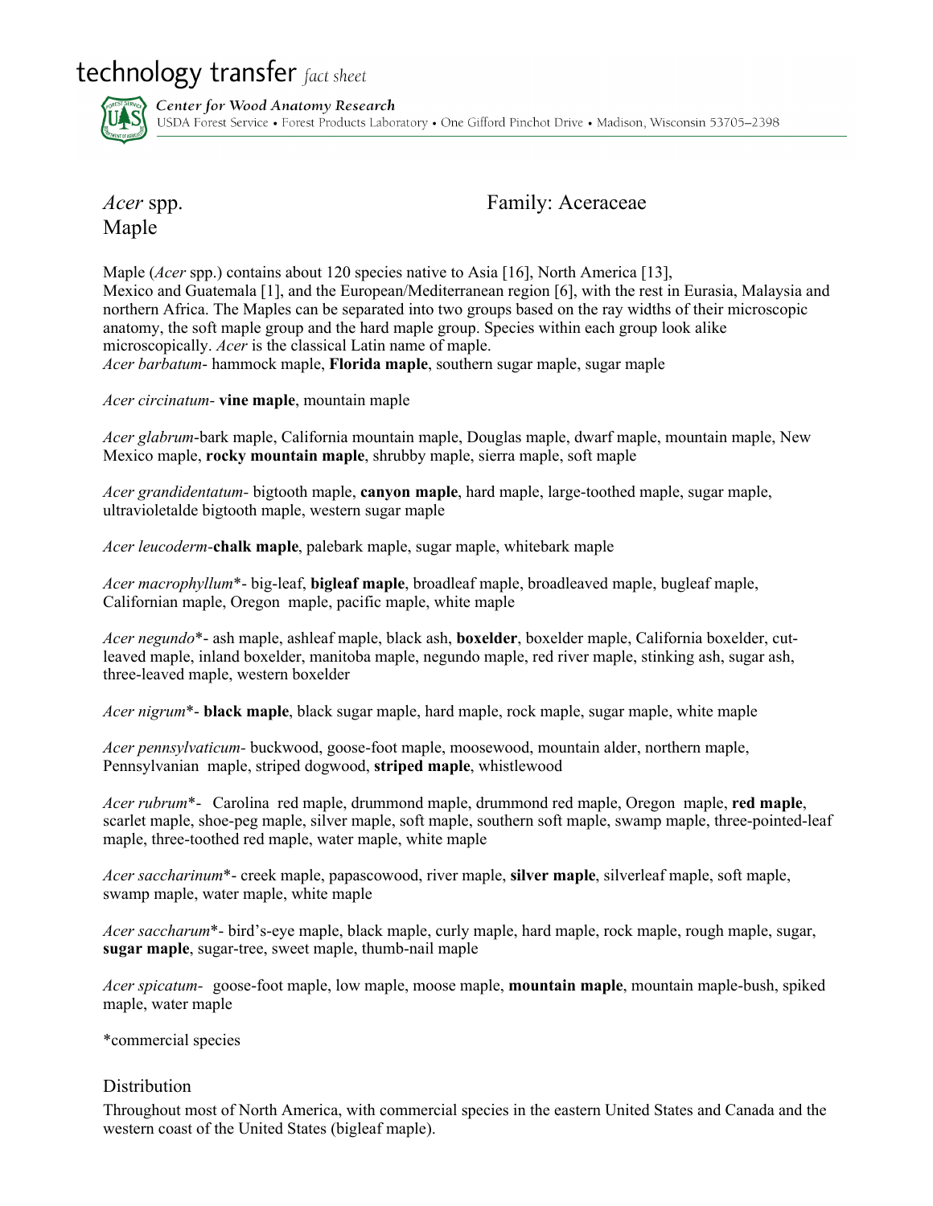# technology transfer *fact sheet*

***Center for Wood Anatomy Research***

USDA Forest Service • Forest Products Laboratory • One Gifford Pinchot Drive • Madison, Wisconsin 53705–2398

*Acer* spp.
Maple

Family: Aceraceae

Maple (*Acer* spp.) contains about 120 species native to Asia [16], North America [13], Mexico and Guatemala [1], and the European/Mediterranean region [6], with the rest in Eurasia, Malaysia and northern Africa. The Maples can be separated into two groups based on the ray widths of their microscopic anatomy, the soft maple group and the hard maple group. Species within each group look alike microscopically. *Acer* is the classical Latin name of maple.

*Acer barbatum*- hammock maple, **Florida maple**, southern sugar maple, sugar maple

*Acer circinatum*- **vine maple**, mountain maple

*Acer glabrum*-bark maple, California mountain maple, Douglas maple, dwarf maple, mountain maple, New Mexico maple, **rocky mountain maple**, shrubby maple, sierra maple, soft maple

*Acer grandidentatum*- bigtooth maple, **canyon maple**, hard maple, large-toothed maple, sugar maple, ultravioletalde bigtooth maple, western sugar maple

*Acer leucoderm*-**chalk maple**, palebark maple, sugar maple, whitebark maple

*Acer macrophyllum*\*- big-leaf, **bigleaf maple**, broadleaf maple, broadleaved maple, bugleaf maple, Californian maple, Oregon maple, pacific maple, white maple

*Acer negundo*\*- ash maple, ashleaf maple, black ash, **boxelder**, boxelder maple, California boxelder, cut-leaved maple, inland boxelder, manitoba maple, negundo maple, red river maple, stinking ash, sugar ash, three-leaved maple, western boxelder

*Acer nigrum*\*- **black maple**, black sugar maple, hard maple, rock maple, sugar maple, white maple

*Acer pennsylvaticum*- buckwood, goose-foot maple, moosewood, mountain alder, northern maple, Pennsylvanian maple, striped dogwood, **striped maple**, whistlewood

*Acer rubrum*\*- Carolina red maple, drummond maple, drummond red maple, Oregon maple, **red maple**, scarlet maple, shoe-peg maple, silver maple, soft maple, southern soft maple, swamp maple, three-pointed-leaf maple, three-toothed red maple, water maple, white maple

*Acer saccharinum*\*- creek maple, papascowood, river maple, **silver maple**, silverleaf maple, soft maple, swamp maple, water maple, white maple

*Acer saccharum*\*- bird's-eye maple, black maple, curly maple, hard maple, rock maple, rough maple, sugar, **sugar maple**, sugar-tree, sweet maple, thumb-nail maple

*Acer spicatum*- goose-foot maple, low maple, moose maple, **mountain maple**, mountain maple-bush, spiked maple, water maple

\*commercial species

## Distribution

Throughout most of North America, with commercial species in the eastern United States and Canada and the western coast of the United States (bigleaf maple).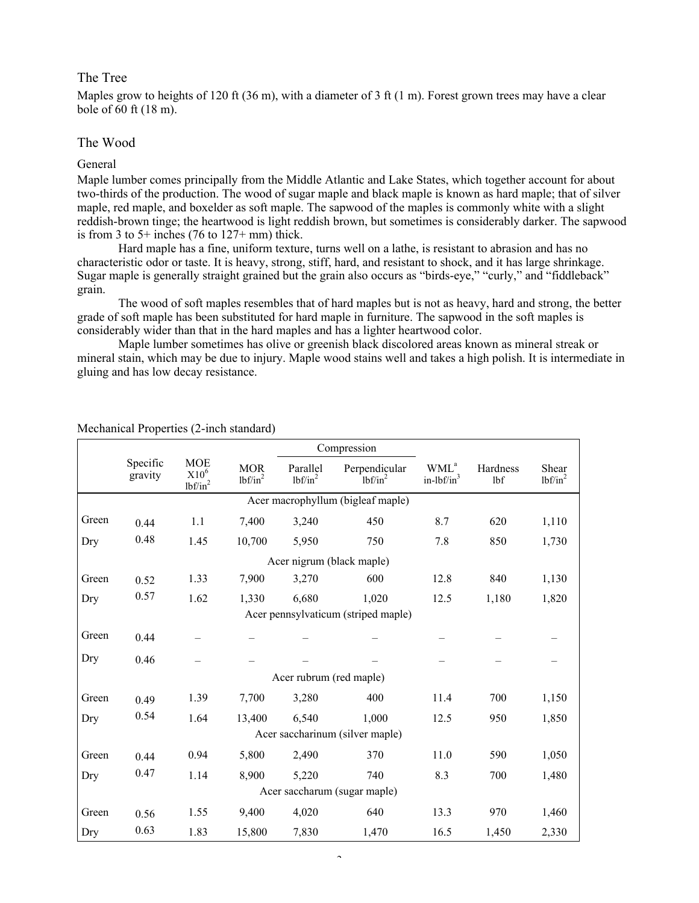## The Tree

Maples grow to heights of 120 ft (36 m), with a diameter of 3 ft (1 m). Forest grown trees may have a clear bole of 60 ft (18 m).

## The Wood

### General

Maple lumber comes principally from the Middle Atlantic and Lake States, which together account for about two-thirds of the production. The wood of sugar maple and black maple is known as hard maple; that of silver maple, red maple, and boxelder as soft maple. The sapwood of the maples is commonly white with a slight reddish-brown tinge; the heartwood is light reddish brown, but sometimes is considerably darker. The sapwood is from 3 to 5+ inches (76 to 127+ mm) thick.

Hard maple has a fine, uniform texture, turns well on a lathe, is resistant to abrasion and has no characteristic odor or taste. It is heavy, strong, stiff, hard, and resistant to shock, and it has large shrinkage. Sugar maple is generally straight grained but the grain also occurs as "birds-eye," "curly," and "fiddleback" grain.

The wood of soft maples resembles that of hard maples but is not as heavy, hard and strong, the better grade of soft maple has been substituted for hard maple in furniture. The sapwood in the soft maples is considerably wider than that in the hard maples and has a lighter heartwood color.

Maple lumber sometimes has olive or greenish black discolored areas known as mineral streak or mineral stain, which may be due to injury. Maple wood stains well and takes a high polish. It is intermediate in gluing and has low decay resistance.

Mechanical Properties (2-inch standard)

| | Specific gravity | MOE $X10^6$ $lbf/in^2$ | MOR $lbf/in^2$ | Compression Parallel $lbf/in^2$ | Compression Perpendicular $lbf/in^2$ | WML[a] $in\text{-}lbf/in^3$ | Hardness lbf | Shear $lbf/in^2$ |
|---|---|---|---|---|---|---|---|---|
| | | | | Acer macrophyllum (bigleaf maple) | | | | |
| Green | 0.44 | 1.1 | 7,400 | 3,240 | 450 | 8.7 | 620 | 1,110 |
| Dry | 0.48 | 1.45 | 10,700 | 5,950 | 750 | 7.8 | 850 | 1,730 |
| | | | | Acer nigrum (black maple) | | | | |
| Green | 0.52 | 1.33 | 7,900 | 3,270 | 600 | 12.8 | 840 | 1,130 |
| Dry | 0.57 | 1.62 | 1,330 | 6,680 | 1,020 | 12.5 | 1,180 | 1,820 |
| | | | | Acer pennsylvaticum (striped maple) | | | | |
| Green | 0.44 | – | – | – | – | – | – | – |
| Dry | 0.46 | – | – | – | – | – | – | – |
| | | | | Acer rubrum (red maple) | | | | |
| Green | 0.49 | 1.39 | 7,700 | 3,280 | 400 | 11.4 | 700 | 1,150 |
| Dry | 0.54 | 1.64 | 13,400 | 6,540 | 1,000 | 12.5 | 950 | 1,850 |
| | | | | Acer saccharinum (silver maple) | | | | |
| Green | 0.44 | 0.94 | 5,800 | 2,490 | 370 | 11.0 | 590 | 1,050 |
| Dry | 0.47 | 1.14 | 8,900 | 5,220 | 740 | 8.3 | 700 | 1,480 |
| | | | | Acer saccharum (sugar maple) | | | | |
| Green | 0.56 | 1.55 | 9,400 | 4,020 | 640 | 13.3 | 970 | 1,460 |
| Dry | 0.63 | 1.83 | 15,800 | 7,830 | 1,470 | 16.5 | 1,450 | 2,330 |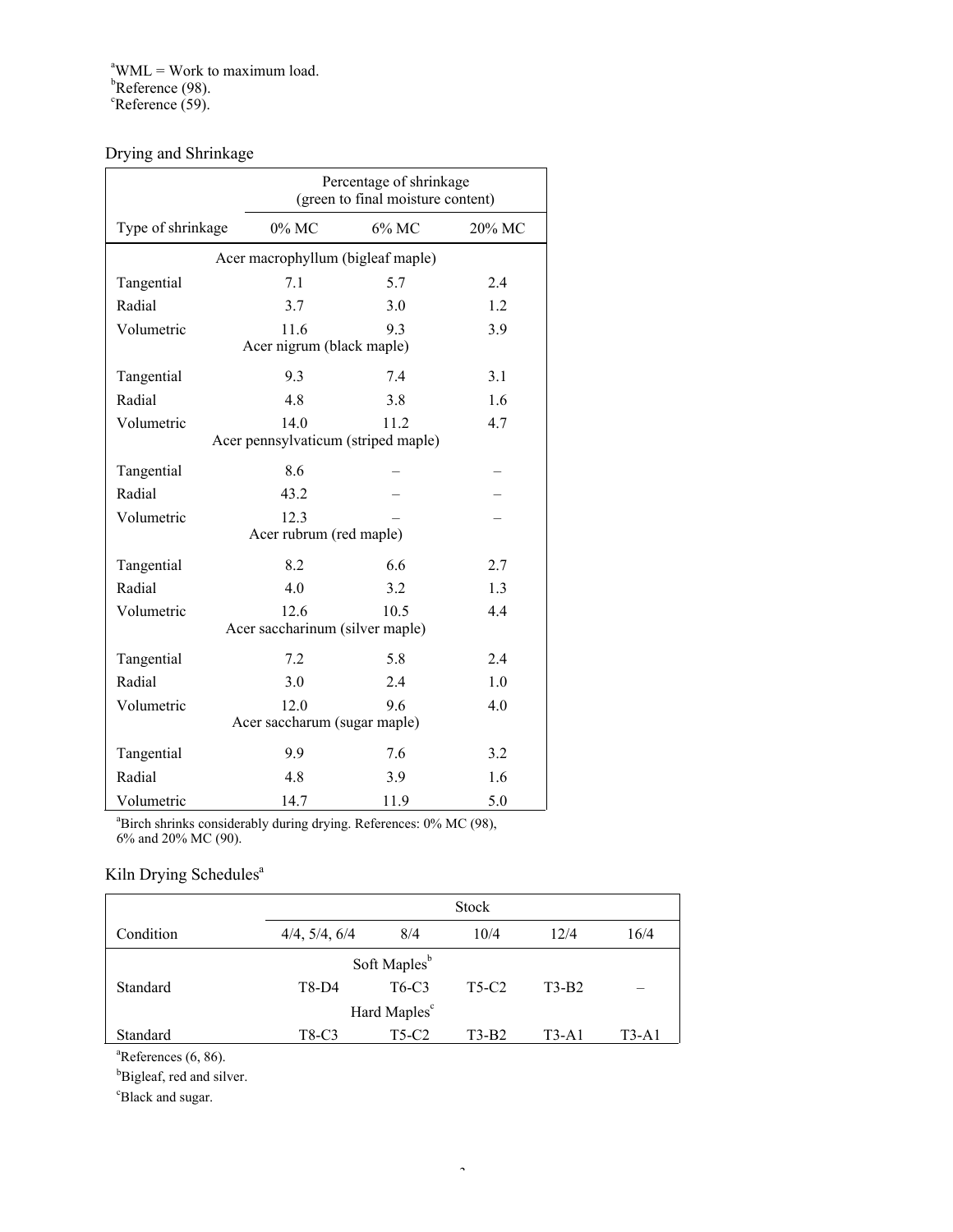[a]WML = Work to maximum load.
[b]Reference (98).
[c]Reference (59).

## Drying and Shrinkage

| | Percentage of shrinkage (green to final moisture content) | | |
|---|---|---|---|
| Type of shrinkage | 0% MC | 6% MC | 20% MC |
| Acer macrophyllum (bigleaf maple) | | | |
| Tangential | 7.1 | 5.7 | 2.4 |
| Radial | 3.7 | 3.0 | 1.2 |
| Volumetric | 11.6 | 9.3 | 3.9 |
| Acer nigrum (black maple) | | | |
| Tangential | 9.3 | 7.4 | 3.1 |
| Radial | 4.8 | 3.8 | 1.6 |
| Volumetric | 14.0 | 11.2 | 4.7 |
| Acer pennsylvaticum (striped maple) | | | |
| Tangential | 8.6 | – | – |
| Radial | 43.2 | – | – |
| Volumetric | 12.3 | – | – |
| Acer rubrum (red maple) | | | |
| Tangential | 8.2 | 6.6 | 2.7 |
| Radial | 4.0 | 3.2 | 1.3 |
| Volumetric | 12.6 | 10.5 | 4.4 |
| Acer saccharinum (silver maple) | | | |
| Tangential | 7.2 | 5.8 | 2.4 |
| Radial | 3.0 | 2.4 | 1.0 |
| Volumetric | 12.0 | 9.6 | 4.0 |
| Acer saccharum (sugar maple) | | | |
| Tangential | 9.9 | 7.6 | 3.2 |
| Radial | 4.8 | 3.9 | 1.6 |
| Volumetric | 14.7 | 11.9 | 5.0 |

[a]Birch shrinks considerably during drying. References: 0% MC (98), 6% and 20% MC (90).

## Kiln Drying Schedules[a]

| | Stock | | | | |
|---|---|---|---|---|---|
| Condition | 4/4, 5/4, 6/4 | 8/4 | 10/4 | 12/4 | 16/4 |
| Soft Maples[b] | | | | | |
| Standard | T8-D4 | T6-C3 | T5-C2 | T3-B2 | – |
| Hard Maples[c] | | | | | |
| Standard | T8-C3 | T5-C2 | T3-B2 | T3-A1 | T3-A1 |

[a]References (6, 86).

[b]Bigleaf, red and silver.

[c]Black and sugar.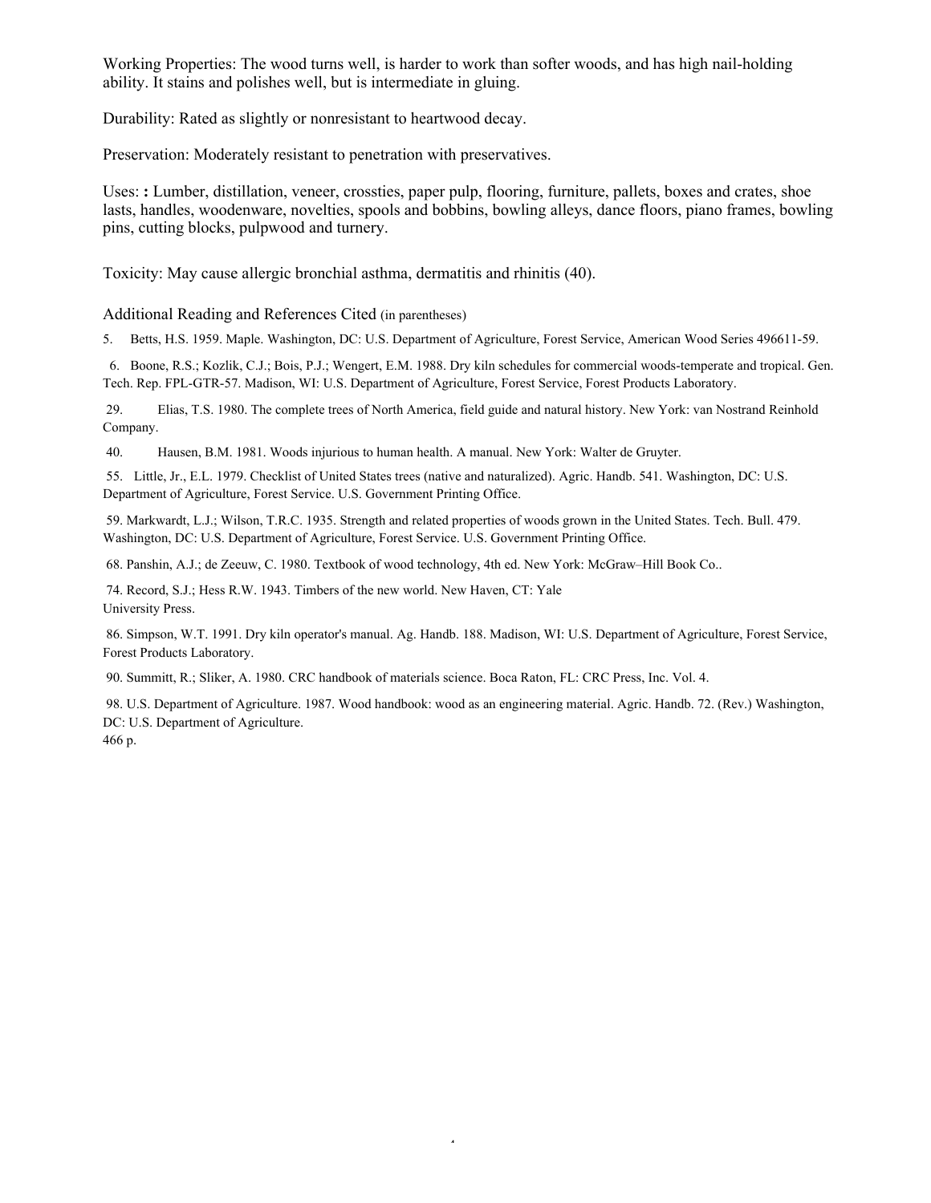Working Properties: The wood turns well, is harder to work than softer woods, and has high nail-holding ability. It stains and polishes well, but is intermediate in gluing.

Durability: Rated as slightly or nonresistant to heartwood decay.

Preservation: Moderately resistant to penetration with preservatives.

Uses: **:** Lumber, distillation, veneer, crossties, paper pulp, flooring, furniture, pallets, boxes and crates, shoe lasts, handles, woodenware, novelties, spools and bobbins, bowling alleys, dance floors, piano frames, bowling pins, cutting blocks, pulpwood and turnery.

Toxicity: May cause allergic bronchial asthma, dermatitis and rhinitis (40).

Additional Reading and References Cited (in parentheses)

5. Betts, H.S. 1959. Maple. Washington, DC: U.S. Department of Agriculture, Forest Service, American Wood Series 496611-59.

6. Boone, R.S.; Kozlik, C.J.; Bois, P.J.; Wengert, E.M. 1988. Dry kiln schedules for commercial woods-temperate and tropical. Gen. Tech. Rep. FPL-GTR-57. Madison, WI: U.S. Department of Agriculture, Forest Service, Forest Products Laboratory.

29. Elias, T.S. 1980. The complete trees of North America, field guide and natural history. New York: van Nostrand Reinhold Company.

40. Hausen, B.M. 1981. Woods injurious to human health. A manual. New York: Walter de Gruyter.

55. Little, Jr., E.L. 1979. Checklist of United States trees (native and naturalized). Agric. Handb. 541. Washington, DC: U.S. Department of Agriculture, Forest Service. U.S. Government Printing Office.

59. Markwardt, L.J.; Wilson, T.R.C. 1935. Strength and related properties of woods grown in the United States. Tech. Bull. 479. Washington, DC: U.S. Department of Agriculture, Forest Service. U.S. Government Printing Office.

68. Panshin, A.J.; de Zeeuw, C. 1980. Textbook of wood technology, 4th ed. New York: McGraw–Hill Book Co..

74. Record, S.J.; Hess R.W. 1943. Timbers of the new world. New Haven, CT: Yale University Press.

86. Simpson, W.T. 1991. Dry kiln operator's manual. Ag. Handb. 188. Madison, WI: U.S. Department of Agriculture, Forest Service, Forest Products Laboratory.

90. Summitt, R.; Sliker, A. 1980. CRC handbook of materials science. Boca Raton, FL: CRC Press, Inc. Vol. 4.

98. U.S. Department of Agriculture. 1987. Wood handbook: wood as an engineering material. Agric. Handb. 72. (Rev.) Washington, DC: U.S. Department of Agriculture.
466 p.